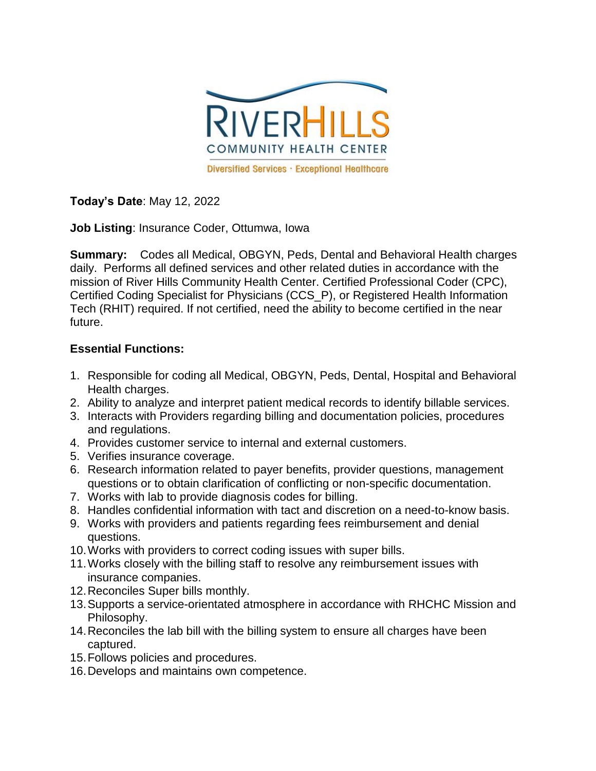**Today's Date**: May 12, 2022

**Job Listing**: Insurance Coder, Ottumwa, Iowa

**Summary:** Codes all Medical, OBGYN, Peds, Dental and Behavioral Health charges daily. Performs all defined services and other related duties in accordance with the mission of River Hills Community Health Center. Certified Professional Coder (CPC), Certified Coding Specialist for Physicians (CCS_P), or Registered Health Information Tech (RHIT) required. If not certified, need the ability to become certified in the near future.

**Essential Functions:**

1. Responsible for coding all Medical, OBGYN, Peds, Dental, Hospital and Behavioral Health charges.
2. Ability to analyze and interpret patient medical records to identify billable services.
3. Interacts with Providers regarding billing and documentation policies, procedures and regulations.
4. Provides customer service to internal and external customers.
5. Verifies insurance coverage.
6. Research information related to payer benefits, provider questions, management questions or to obtain clarification of conflicting or non-specific documentation.
7. Works with lab to provide diagnosis codes for billing.
8. Handles confidential information with tact and discretion on a need-to-know basis.
9. Works with providers and patients regarding fees reimbursement and denial questions.
10. Works with providers to correct coding issues with super bills.
11. Works closely with the billing staff to resolve any reimbursement issues with insurance companies.
12. Reconciles Super bills monthly.
13. Supports a service-orientated atmosphere in accordance with RHCHC Mission and Philosophy.
14. Reconciles the lab bill with the billing system to ensure all charges have been captured.
15. Follows policies and procedures.
16. Develops and maintains own competence.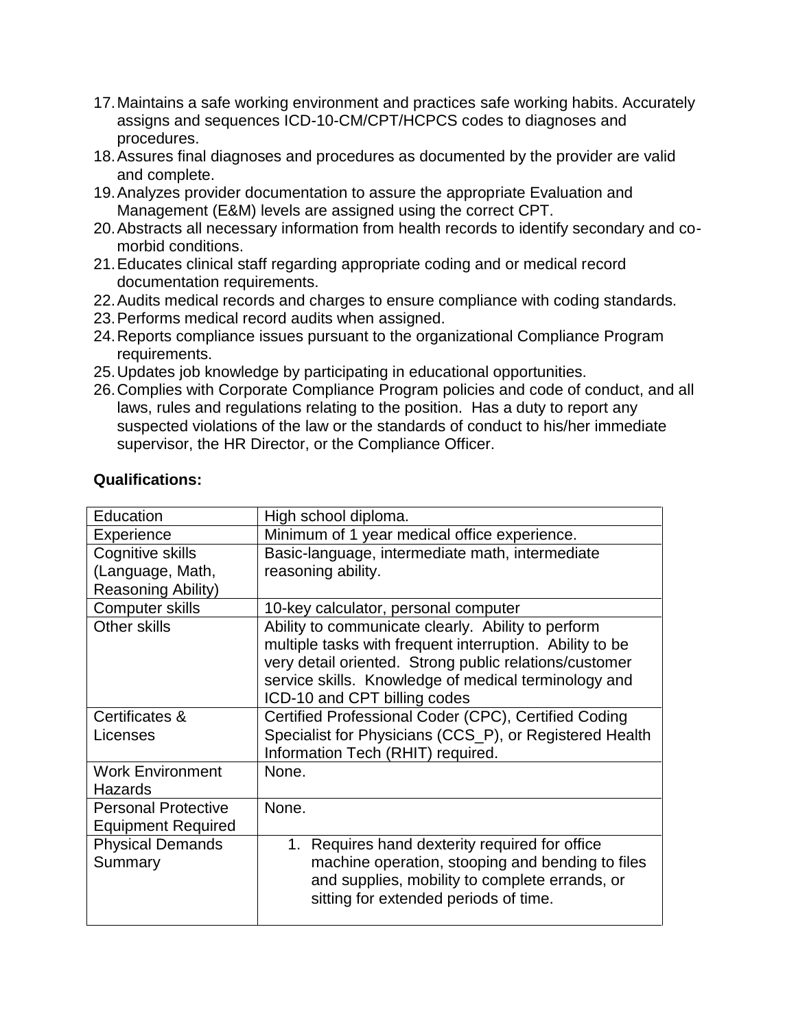17. Maintains a safe working environment and practices safe working habits. Accurately assigns and sequences ICD-10-CM/CPT/HCPCS codes to diagnoses and procedures.
18. Assures final diagnoses and procedures as documented by the provider are valid and complete.
19. Analyzes provider documentation to assure the appropriate Evaluation and Management (E&M) levels are assigned using the correct CPT.
20. Abstracts all necessary information from health records to identify secondary and co-morbid conditions.
21. Educates clinical staff regarding appropriate coding and or medical record documentation requirements.
22. Audits medical records and charges to ensure compliance with coding standards.
23. Performs medical record audits when assigned.
24. Reports compliance issues pursuant to the organizational Compliance Program requirements.
25. Updates job knowledge by participating in educational opportunities.
26. Complies with Corporate Compliance Program policies and code of conduct, and all laws, rules and regulations relating to the position. Has a duty to report any suspected violations of the law or the standards of conduct to his/her immediate supervisor, the HR Director, or the Compliance Officer.

**Qualifications:**

| | |
|---|---|
| Education | High school diploma. |
| Experience | Minimum of 1 year medical office experience. |
| Cognitive skills (Language, Math, Reasoning Ability) | Basic-language, intermediate math, intermediate reasoning ability. |
| Computer skills | 10-key calculator, personal computer |
| Other skills | Ability to communicate clearly. Ability to perform multiple tasks with frequent interruption. Ability to be very detail oriented. Strong public relations/customer service skills. Knowledge of medical terminology and ICD-10 and CPT billing codes |
| Certificates & Licenses | Certified Professional Coder (CPC), Certified Coding Specialist for Physicians (CCS_P), or Registered Health Information Tech (RHIT) required. |
| Work Environment Hazards | None. |
| Personal Protective Equipment Required | None. |
| Physical Demands Summary | 1. Requires hand dexterity required for office machine operation, stooping and bending to files and supplies, mobility to complete errands, or sitting for extended periods of time. |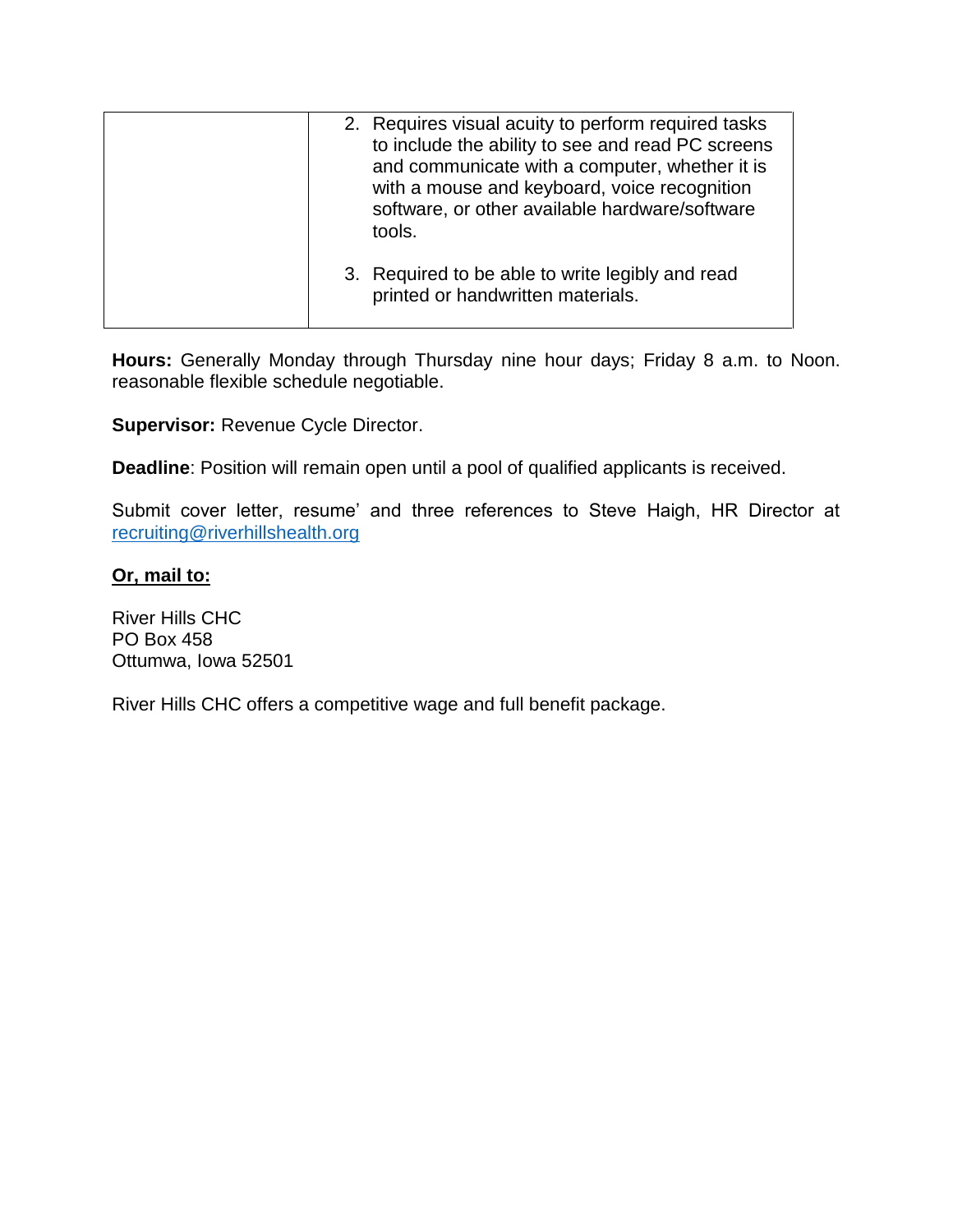| | |
|---|---|
| | 2. Requires visual acuity to perform required tasks to include the ability to see and read PC screens and communicate with a computer, whether it is with a mouse and keyboard, voice recognition software, or other available hardware/software tools.<br><br>3. Required to be able to write legibly and read printed or handwritten materials. |

**Hours:** Generally Monday through Thursday nine hour days; Friday 8 a.m. to Noon. reasonable flexible schedule negotiable.

**Supervisor:** Revenue Cycle Director.

**Deadline**: Position will remain open until a pool of qualified applicants is received.

Submit cover letter, resume' and three references to Steve Haigh, HR Director at recruiting@riverhillshealth.org

**Or, mail to:**

River Hills CHC
PO Box 458
Ottumwa, Iowa 52501

River Hills CHC offers a competitive wage and full benefit package.